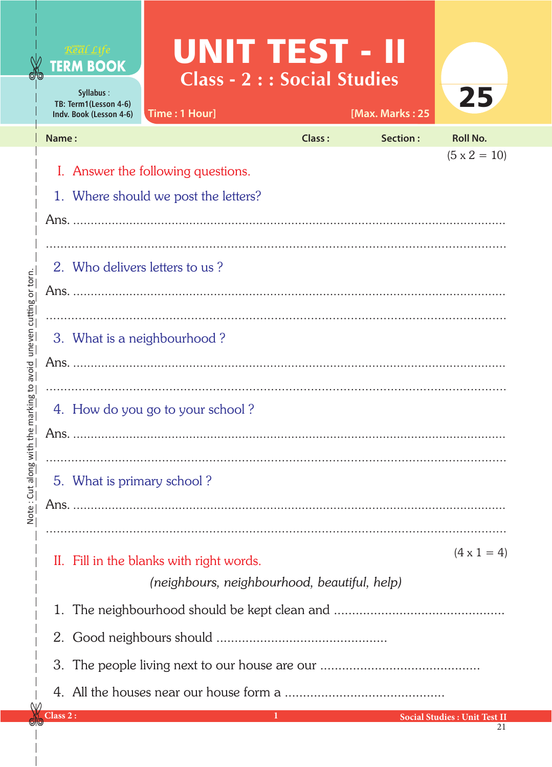Real Life
**TERM BOOK**

Syllabus :
TB: Term1(Lesson 4-6)
Indv. Book (Lesson 4-6)

# UNIT TEST - II

## Class - 2 : : Social Studies

Time : 1 Hour] [Max. Marks : 25

25

Name : Class : Section : Roll No.

(5 x 2 = 10)

### I. Answer the following questions.

1. Where should we post the letters?

Ans. ..................................................................................................................

..................................................................................................................

2. Who delivers letters to us ?

Ans. ..................................................................................................................

..................................................................................................................

3. What is a neighbourhood ?

Ans. ..................................................................................................................

..................................................................................................................

4. How do you go to your school ?

Ans. ..................................................................................................................

..................................................................................................................

5. What is primary school ?

Ans. ..................................................................................................................

..................................................................................................................

(4 x 1 = 4)

### II. Fill in the blanks with right words.

*(neighbours, neighbourhood, beautiful, help)*

1. The neighbourhood should be kept clean and ..............................................
2. Good neighbours should ..............................................
3. The people living next to our house are our ..........................................
4. All the houses near our house form a ..........................................

Note : Cut along with the marking to avoid uneven cutting or torn.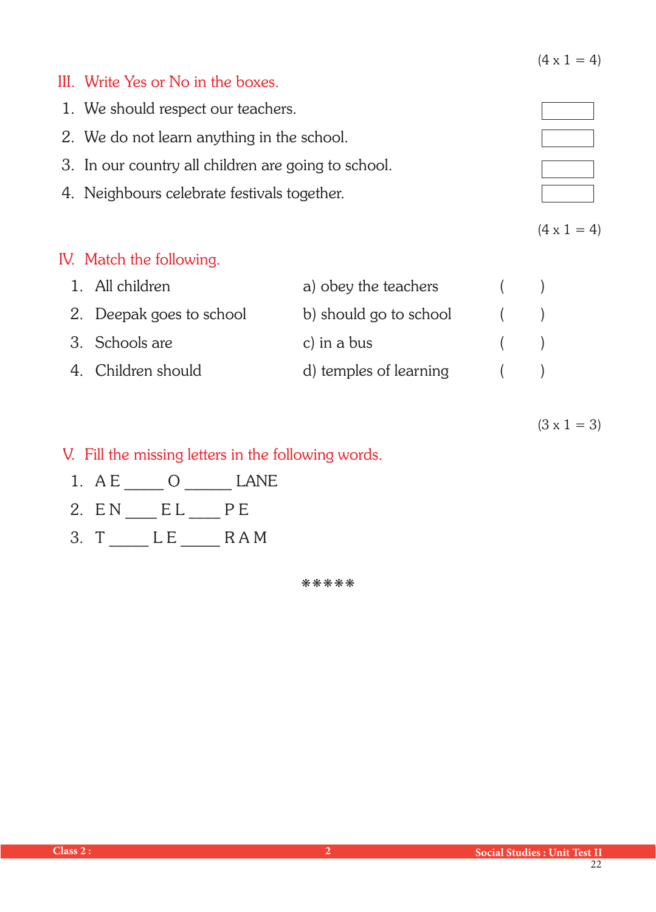(4 x 1 = 4)

## III. Write Yes or No in the boxes.

1. We should respect our teachers. [ ]
2. We do not learn anything in the school. [ ]
3. In our country all children are going to school. [ ]
4. Neighbours celebrate festivals together. [ ]

(4 x 1 = 4)

## IV. Match the following.

| | | | |
|---|---|---|---|
| 1. | All children | a) obey the teachers | ( ) |
| 2. | Deepak goes to school | b) should go to school | ( ) |
| 3. | Schools are | c) in a bus | ( ) |
| 4. | Children should | d) temples of learning | ( ) |

(3 x 1 = 3)

## V. Fill the missing letters in the following words.

1. A E _____ O ______ LANE
2. E N ____ E L ____ P E
3. T _____ L E _____ R A M

*****